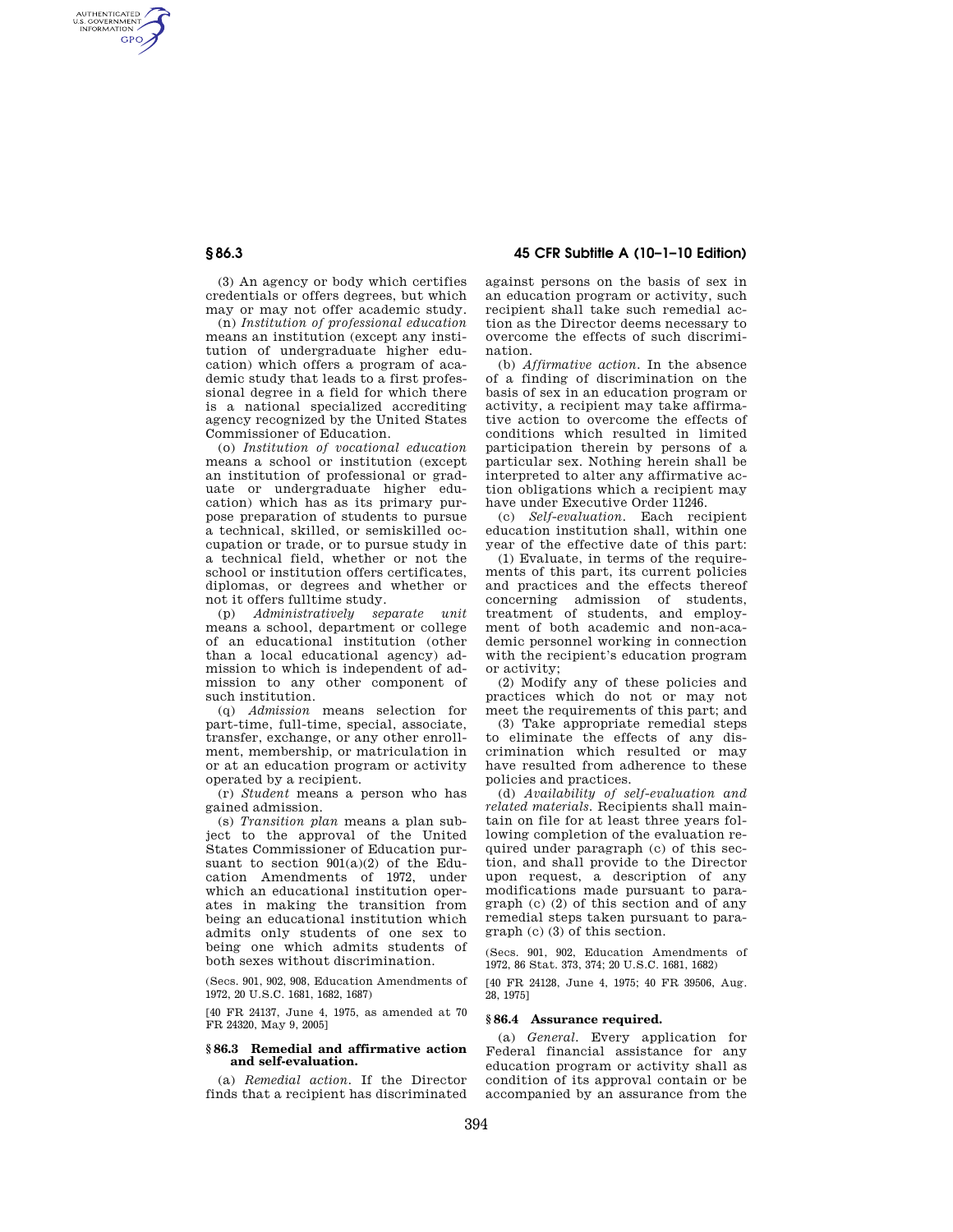(3) An agency or body which certifies credentials or offers degrees, but which may or may not offer academic study.

(n) *Institution of professional education* means an institution (except any institution of undergraduate higher education) which offers a program of academic study that leads to a first professional degree in a field for which there is a national specialized accrediting agency recognized by the United States Commissioner of Education.

(o) *Institution of vocational education* means a school or institution (except an institution of professional or graduate or undergraduate higher education) which has as its primary purpose preparation of students to pursue a technical, skilled, or semiskilled occupation or trade, or to pursue study in a technical field, whether or not the school or institution offers certificates, diplomas, or degrees and whether or not it offers fulltime study.

(p) *Administratively separate unit* means a school, department or college of an educational institution (other than a local educational agency) admission to which is independent of admission to any other component of such institution.

(q) *Admission* means selection for part-time, full-time, special, associate, transfer, exchange, or any other enrollment, membership, or matriculation in or at an education program or activity operated by a recipient.

(r) *Student* means a person who has gained admission.

(s) *Transition plan* means a plan subject to the approval of the United States Commissioner of Education pursuant to section 901(a)(2) of the Education Amendments of 1972, under which an educational institution operates in making the transition from being an educational institution which admits only students of one sex to being one which admits students of both sexes without discrimination.

(Secs. 901, 902, 908, Education Amendments of 1972, 20 U.S.C. 1681, 1682, 1687)

[40 FR 24137, June 4, 1975, as amended at 70 FR 24320, May 9, 2005]

### § 86.3 Remedial and affirmative action and self-evaluation.

(a) *Remedial action.* If the Director finds that a recipient has discriminated against persons on the basis of sex in an education program or activity, such recipient shall take such remedial action as the Director deems necessary to overcome the effects of such discrimination.

(b) *Affirmative action.* In the absence of a finding of discrimination on the basis of sex in an education program or activity, a recipient may take affirmative action to overcome the effects of conditions which resulted in limited participation therein by persons of a particular sex. Nothing herein shall be interpreted to alter any affirmative action obligations which a recipient may have under Executive Order 11246.

(c) *Self-evaluation.* Each recipient education institution shall, within one year of the effective date of this part:

(1) Evaluate, in terms of the requirements of this part, its current policies and practices and the effects thereof concerning admission of students, treatment of students, and employment of both academic and non-academic personnel working in connection with the recipient's education program or activity;

(2) Modify any of these policies and practices which do not or may not meet the requirements of this part; and

(3) Take appropriate remedial steps to eliminate the effects of any discrimination which resulted or may have resulted from adherence to these policies and practices.

(d) *Availability of self-evaluation and related materials.* Recipients shall maintain on file for at least three years following completion of the evaluation required under paragraph (c) of this section, and shall provide to the Director upon request, a description of any modifications made pursuant to paragraph (c) (2) of this section and of any remedial steps taken pursuant to paragraph (c) (3) of this section.

(Secs. 901, 902, Education Amendments of 1972, 86 Stat. 373, 374; 20 U.S.C. 1681, 1682)

[40 FR 24128, June 4, 1975; 40 FR 39506, Aug. 28, 1975]

### § 86.4 Assurance required.

(a) *General.* Every application for Federal financial assistance for any education program or activity shall as condition of its approval contain or be accompanied by an assurance from the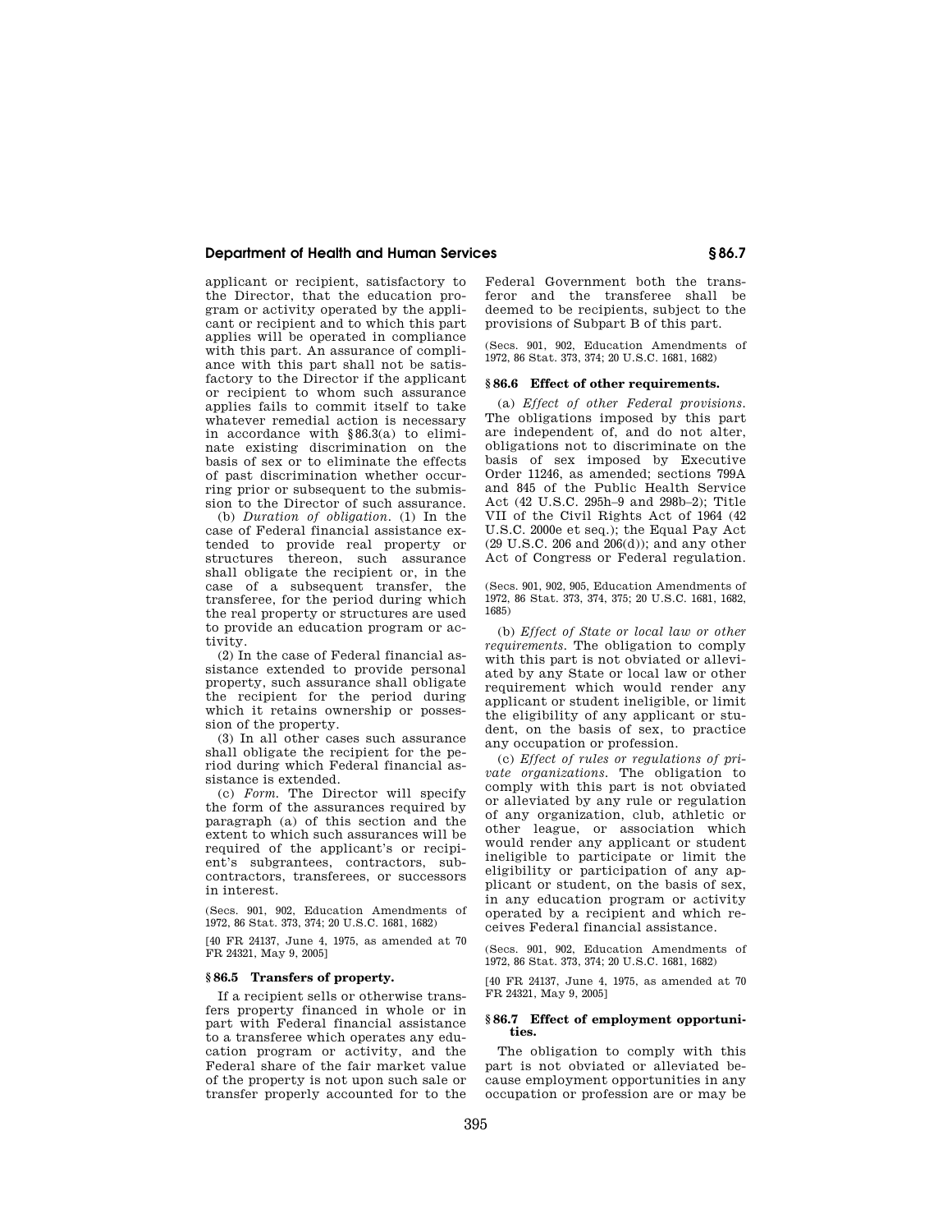applicant or recipient, satisfactory to the Director, that the education program or activity operated by the applicant or recipient and to which this part applies will be operated in compliance with this part. An assurance of compliance with this part shall not be satisfactory to the Director if the applicant or recipient to whom such assurance applies fails to commit itself to take whatever remedial action is necessary in accordance with §86.3(a) to eliminate existing discrimination on the basis of sex or to eliminate the effects of past discrimination whether occurring prior or subsequent to the submission to the Director of such assurance.

(b) *Duration of obligation.* (1) In the case of Federal financial assistance extended to provide real property or structures thereon, such assurance shall obligate the recipient or, in the case of a subsequent transfer, the transferee, for the period during which the real property or structures are used to provide an education program or activity.

(2) In the case of Federal financial assistance extended to provide personal property, such assurance shall obligate the recipient for the period during which it retains ownership or possession of the property.

(3) In all other cases such assurance shall obligate the recipient for the period during which Federal financial assistance is extended.

(c) *Form.* The Director will specify the form of the assurances required by paragraph (a) of this section and the extent to which such assurances will be required of the applicant's or recipient's subgrantees, contractors, subcontractors, transferees, or successors in interest.

(Secs. 901, 902, Education Amendments of 1972, 86 Stat. 373, 374; 20 U.S.C. 1681, 1682)

[40 FR 24137, June 4, 1975, as amended at 70 FR 24321, May 9, 2005]

## § 86.5 Transfers of property.

If a recipient sells or otherwise transfers property financed in whole or in part with Federal financial assistance to a transferee which operates any education program or activity, and the Federal share of the fair market value of the property is not upon such sale or transfer properly accounted for to the Federal Government both the transferor and the transferee shall be deemed to be recipients, subject to the provisions of Subpart B of this part.

(Secs. 901, 902, Education Amendments of 1972, 86 Stat. 373, 374; 20 U.S.C. 1681, 1682)

## § 86.6 Effect of other requirements.

(a) *Effect of other Federal provisions.* The obligations imposed by this part are independent of, and do not alter, obligations not to discriminate on the basis of sex imposed by Executive Order 11246, as amended; sections 799A and 845 of the Public Health Service Act (42 U.S.C. 295h–9 and 298b–2); Title VII of the Civil Rights Act of 1964 (42 U.S.C. 2000e et seq.); the Equal Pay Act (29 U.S.C. 206 and 206(d)); and any other Act of Congress or Federal regulation.

(Secs. 901, 902, 905, Education Amendments of 1972, 86 Stat. 373, 374, 375; 20 U.S.C. 1681, 1682, 1685)

(b) *Effect of State or local law or other requirements.* The obligation to comply with this part is not obviated or alleviated by any State or local law or other requirement which would render any applicant or student ineligible, or limit the eligibility of any applicant or student, on the basis of sex, to practice any occupation or profession.

(c) *Effect of rules or regulations of private organizations.* The obligation to comply with this part is not obviated or alleviated by any rule or regulation of any organization, club, athletic or other league, or association which would render any applicant or student ineligible to participate or limit the eligibility or participation of any applicant or student, on the basis of sex, in any education program or activity operated by a recipient and which receives Federal financial assistance.

(Secs. 901, 902, Education Amendments of 1972, 86 Stat. 373, 374; 20 U.S.C. 1681, 1682)

[40 FR 24137, June 4, 1975, as amended at 70 FR 24321, May 9, 2005]

## § 86.7 Effect of employment opportunities.

The obligation to comply with this part is not obviated or alleviated because employment opportunities in any occupation or profession are or may be